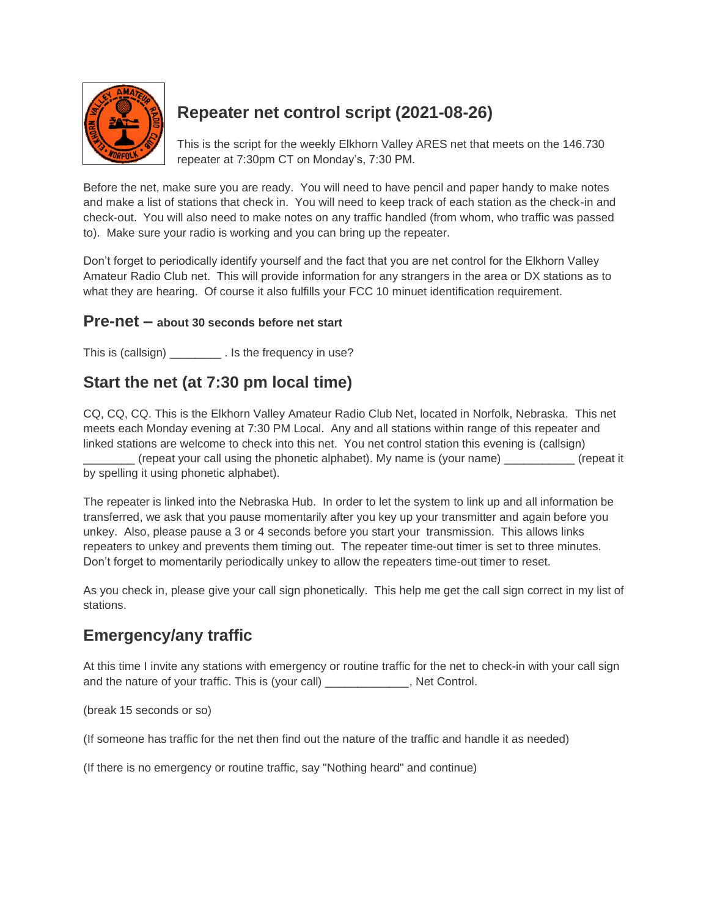# Repeater net control script (2021-08-26)

This is the script for the weekly Elkhorn Valley ARES net that meets on the 146.730 repeater at 7:30pm CT on Monday's, 7:30 PM.

Before the net, make sure you are ready. You will need to have pencil and paper handy to make notes and make a list of stations that check in. You will need to keep track of each station as the check-in and check-out. You will also need to make notes on any traffic handled (from whom, who traffic was passed to). Make sure your radio is working and you can bring up the repeater.

Don't forget to periodically identify yourself and the fact that you are net control for the Elkhorn Valley Amateur Radio Club net. This will provide information for any strangers in the area or DX stations as to what they are hearing. Of course it also fulfills your FCC 10 minuet identification requirement.

## Pre-net – about 30 seconds before net start

This is (callsign) ________ . Is the frequency in use?

## Start the net (at 7:30 pm local time)

CQ, CQ, CQ. This is the Elkhorn Valley Amateur Radio Club Net, located in Norfolk, Nebraska. This net meets each Monday evening at 7:30 PM Local. Any and all stations within range of this repeater and linked stations are welcome to check into this net. You net control station this evening is (callsign) ________ (repeat your call using the phonetic alphabet). My name is (your name) ___________ (repeat it by spelling it using phonetic alphabet).

The repeater is linked into the Nebraska Hub. In order to let the system to link up and all information be transferred, we ask that you pause momentarily after you key up your transmitter and again before you unkey. Also, please pause a 3 or 4 seconds before you start your transmission. This allows links repeaters to unkey and prevents them timing out. The repeater time-out timer is set to three minutes. Don't forget to momentarily periodically unkey to allow the repeaters time-out timer to reset.

As you check in, please give your call sign phonetically. This help me get the call sign correct in my list of stations.

## Emergency/any traffic

At this time I invite any stations with emergency or routine traffic for the net to check-in with your call sign and the nature of your traffic. This is (your call) _____________, Net Control.

(break 15 seconds or so)

(If someone has traffic for the net then find out the nature of the traffic and handle it as needed)

(If there is no emergency or routine traffic, say "Nothing heard" and continue)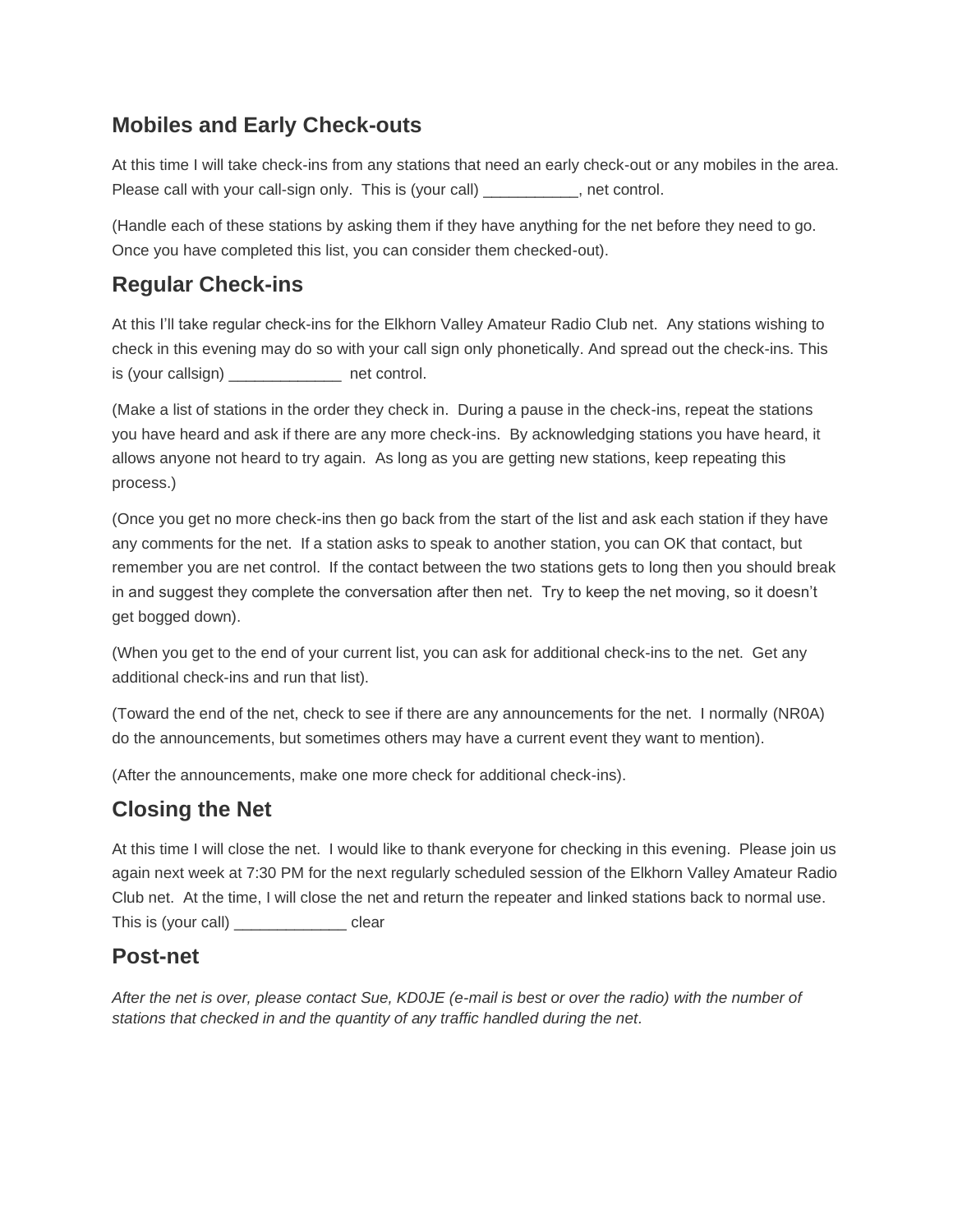## Mobiles and Early Check-outs

At this time I will take check-ins from any stations that need an early check-out or any mobiles in the area. Please call with your call-sign only. This is (your call) ___________, net control.

(Handle each of these stations by asking them if they have anything for the net before they need to go. Once you have completed this list, you can consider them checked-out).

## Regular Check-ins

At this I'll take regular check-ins for the Elkhorn Valley Amateur Radio Club net. Any stations wishing to check in this evening may do so with your call sign only phonetically. And spread out the check-ins. This is (your callsign) _____________ net control.

(Make a list of stations in the order they check in. During a pause in the check-ins, repeat the stations you have heard and ask if there are any more check-ins. By acknowledging stations you have heard, it allows anyone not heard to try again. As long as you are getting new stations, keep repeating this process.)

(Once you get no more check-ins then go back from the start of the list and ask each station if they have any comments for the net. If a station asks to speak to another station, you can OK that contact, but remember you are net control. If the contact between the two stations gets to long then you should break in and suggest they complete the conversation after then net. Try to keep the net moving, so it doesn't get bogged down).

(When you get to the end of your current list, you can ask for additional check-ins to the net. Get any additional check-ins and run that list).

(Toward the end of the net, check to see if there are any announcements for the net. I normally (NR0A) do the announcements, but sometimes others may have a current event they want to mention).

(After the announcements, make one more check for additional check-ins).

## Closing the Net

At this time I will close the net. I would like to thank everyone for checking in this evening. Please join us again next week at 7:30 PM for the next regularly scheduled session of the Elkhorn Valley Amateur Radio Club net. At the time, I will close the net and return the repeater and linked stations back to normal use. This is (your call) _____________ clear

## Post-net

*After the net is over, please contact Sue, KD0JE (e-mail is best or over the radio) with the number of stations that checked in and the quantity of any traffic handled during the net.*